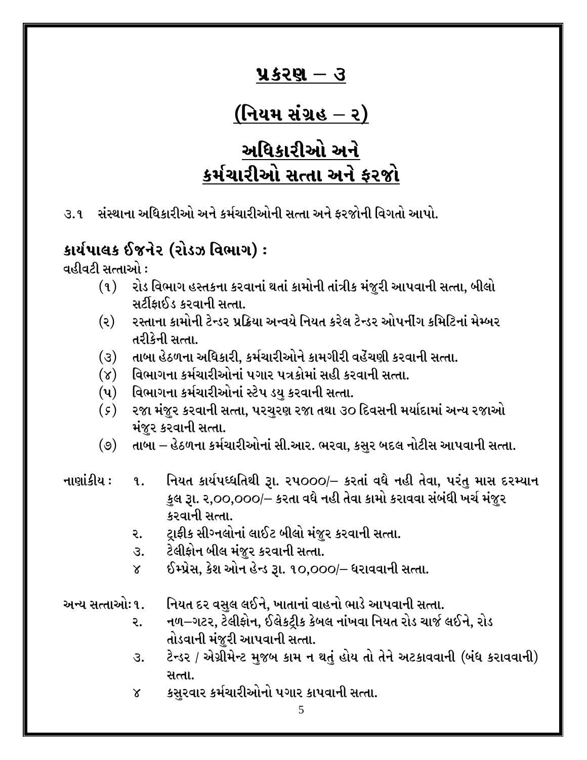# <u>પ્રકરણ – ૩</u>

## <u>(નિયમ સંગ્રહ – ૨)</u>

## <u>અધિકારીઓ અને કર્મચારીઓ સત્તા અને ફરજો</u>

૩.૧ સંસ્થાના અધિકારીઓ અને કર્મચારીઓની સત્તા અને ફરજોની વિગતો આપો.

### કાર્યપાલક ઈજનેર (રોડઝ વિભાગ) :

**વહીવટી સત્તાઓ :**

(૧) રોડ વિભાગ હસ્તકના કરવાનાં થતાં કામોની તાંત્રીક મંજુરી આપવાની સત્તા, બીલો સર્ટીફાઈડ કરવાની સત્તા.

(૨) રસ્તાના કામોની ટેન્ડર પ્રક્રિયા અન્વયે નિયત કરેલ ટેન્ડર ઓપનીંગ કમિટિનાં મેમ્બર તરીકેની સત્તા.

(૩) તાબા હેઠળના અધિકારી, કર્મચારીઓને કામગીરી વહેંચણી કરવાની સત્તા.

(૪) વિભાગના કર્મચારીઓનાં પગાર પત્રકોમાં સહી કરવાની સત્તા.

(૫) વિભાગના કર્મચારીઓનાં સ્ટેપ ડયુ કરવાની સત્તા.

(૬) રજા મંજુર કરવાની સત્તા, પરચુરણ રજા તથા ૩૦ દિવસની મર્યાદામાં અન્ય રજાઓ મંજુર કરવાની સત્તા.

(૭) તાબા – હેઠળના કર્મચારીઓનાં સી.આર. ભરવા, કસુર બદલ નોટીસ આપવાની સત્તા.

**નાણાંકીય :**

૧. નિયત કાર્યપધ્ધતિથી રૂા. ૨૫૦૦૦/– કરતાં વધે નહી તેવા, પરંતુ માસ દરમ્યાન કુલ રૂા. ૨,૦૦,૦૦૦/– કરતા વધે નહી તેવા કામો કરાવવા સંબંધી ખર્ચ મંજુર કરવાની સત્તા.

૨. ટ્રાફીક સીગ્નલોનાં લાઈટ બીલો મંજુર કરવાની સત્તા.

૩. ટેલીફોન બીલ મંજુર કરવાની સત્તા.

૪ ઈમ્પ્રેસ, કેશ ઓન હેન્ડ રૂા. ૧૦,૦૦૦/– ધરાવવાની સત્તા.

**અન્ય સત્તાઓ:**

૧. નિયત દર વસુલ લઈને, ખાતાનાં વાહનો ભાડે આપવાની સત્તા.

૨. નળ–ગટર, ટેલીફોન, ઈલેકટ્રીક કેબલ નાંખવા નિયત રોડ ચાર્જ લઈને, રોડ તોડવાની મંજુરી આપવાની સત્તા.

૩. ટેન્ડર / એગ્રીમેન્ટ મુજબ કામ ન થતું હોય તો તેને અટકાવવાની (બંધ કરાવવાની) સત્તા.

૪ કસુરવાર કર્મચારીઓનો પગાર કાપવાની સત્તા.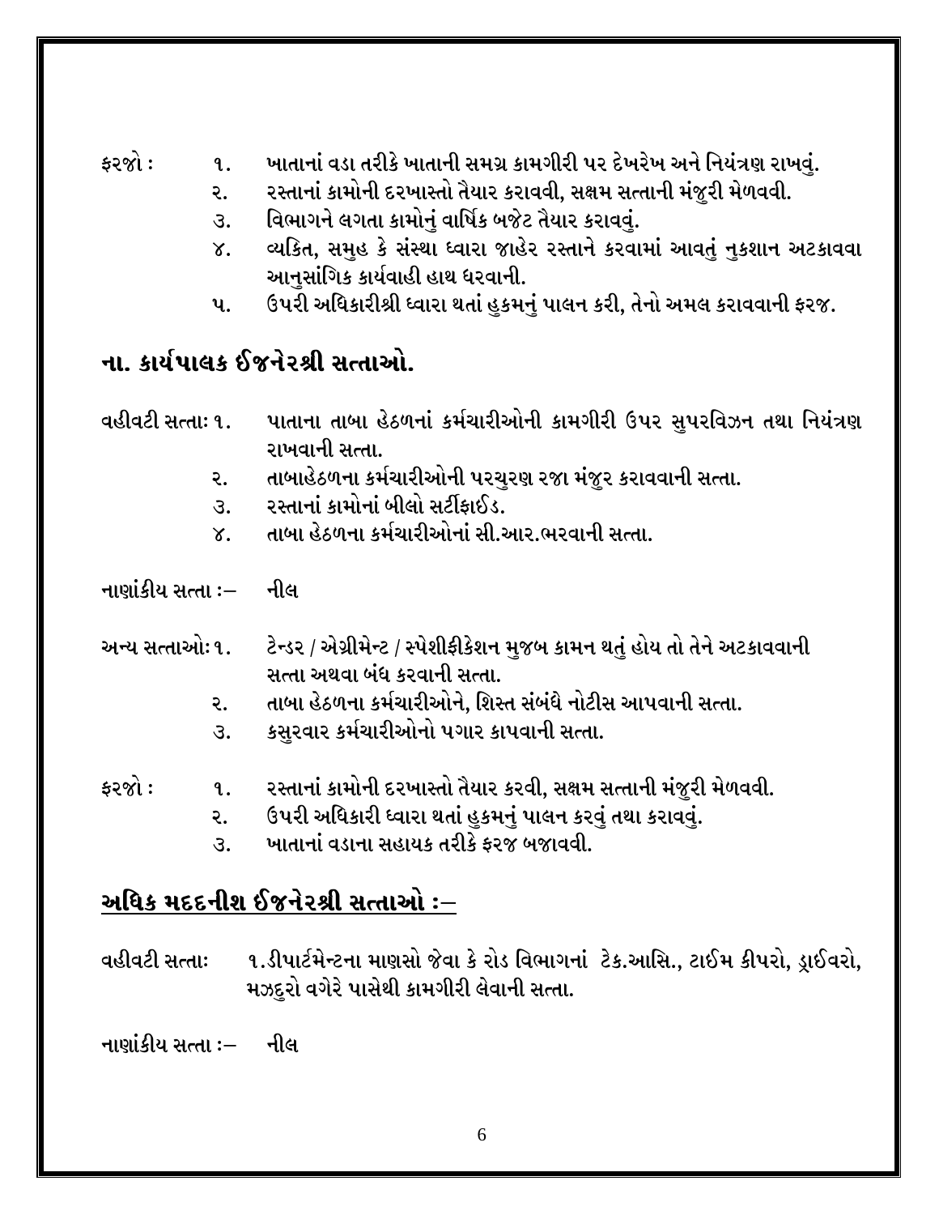ફરજો : ૧. ખાતાનાં વડા તરીકે ખાતાની સમગ્ર કામગીરી પર દેખરેખ અને નિયંત્રણ રાખવું.

૨. રસ્તાનાં કામોની દરખાસ્તો તૈયાર કરાવવી, સક્ષમ સત્તાની મંજુરી મેળવવી.

૩. વિભાગને લગતા કામોનું વાર્ષિક બજેટ તૈયાર કરાવવું.

૪. વ્યકિત, સમુહ કે સંસ્થા ધ્વારા જાહેર રસ્તાને કરવામાં આવતું નુકશાન અટકાવવા આનુસાંગિક કાર્યવાહી હાથ ધરવાની.

૫. ઉપરી અધિકારીશ્રી ધ્વારા થતાં હુકમનું પાલન કરી, તેનો અમલ કરાવવાની ફરજ.

## ના. કાર્યપાલક ઈજનેરશ્રી સત્તાઓ.

વહીવટી સત્તાઃ ૧. પાતાના તાબા હેઠળનાં કર્મચારીઓની કામગીરી ઉપર સુપરવિઝન તથા નિયંત્રણ રાખવાની સત્તા.

૨. તાબાહેઠળના કર્મચારીઓની પરચુરણ રજા મંજુર કરાવવાની સત્તા.

૩. રસ્તાનાં કામોનાં બીલો સર્ટીફાઈડ.

૪. તાબા હેઠળના કર્મચારીઓનાં સી.આર.ભરવાની સત્તા.

નાણાંકીય સત્તા :– નીલ

અન્ય સત્તાઓઃ ૧. ટેન્ડર / એગ્રીમેન્ટ / સ્પેશીફીકેશન મુજબ કામન થતું હોય તો તેને અટકાવવાની સત્તા અથવા બંધ કરવાની સત્તા.

૨. તાબા હેઠળના કર્મચારીઓને, શિસ્ત સંબંધે નોટીસ આપવાની સત્તા.

૩. કસુરવાર કર્મચારીઓનો પગાર કાપવાની સત્તા.

ફરજો : ૧. રસ્તાનાં કામોની દરખાસ્તો તૈયાર કરવી, સક્ષમ સત્તાની મંજુરી મેળવવી.

૨. ઉપરી અધિકારી ધ્વારા થતાં હુકમનું પાલન કરવું તથા કરાવવું.

૩. ખાતાનાં વડાના સહાયક તરીકે ફરજ બજાવવી.

## <u>અધિક મદદનીશ ઈજનેરશ્રી સત્તાઓ :–</u>

વહીવટી સત્તાઃ ૧.ડીપાર્ટમેન્ટના માણસો જેવા કે રોડ વિભાગનાં ટેક.આસિ., ટાઈમ કીપરો, ડ્રાઈવરો, મઝદુરો વગેરે પાસેથી કામગીરી લેવાની સત્તા.

નાણાંકીય સત્તા :– નીલ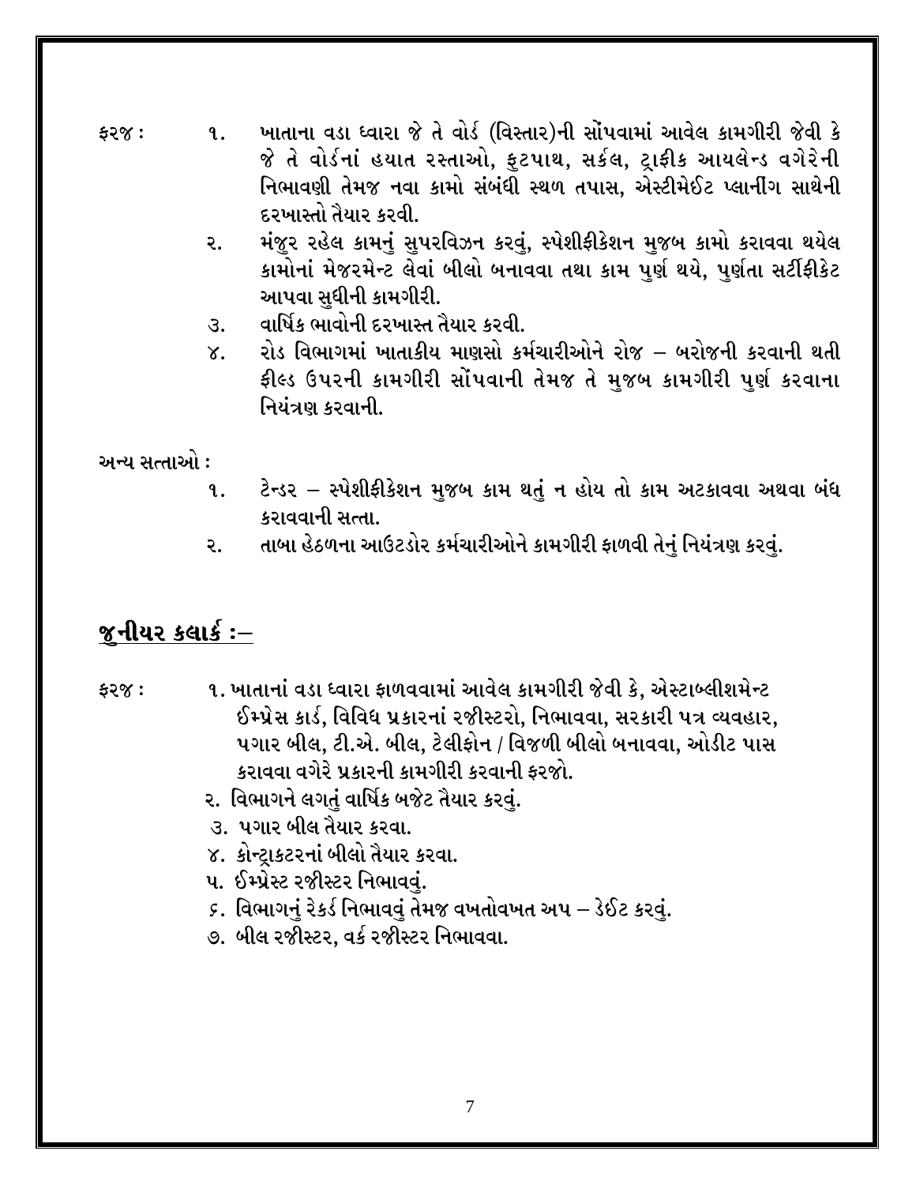ફરજ :

૧. ખાતાના વડા ધ્વારા જે તે વોર્ડ (વિસ્તાર)ની સોંપવામાં આવેલ કામગીરી જેવી કે જે તે વોર્ડનાં હયાત રસ્તાઓ, ફુટપાથ, સર્કલ, ટ્રાફીક આયલેન્ડ વગેરેની નિભાવણી તેમજ નવા કામો સંબંધી સ્થળ તપાસ, એસ્ટીમેઈટ પ્લાનીંગ સાથેની દરખાસ્તો તૈયાર કરવી.

૨. મંજુર રહેલ કામનું સુપરવિઝન કરવું, સ્પેશીફીકેશન મુજબ કામો કરાવવા થયેલ કામોનાં મેજરમેન્ટ લેવાં બીલો બનાવવા તથા કામ પુર્ણ થયે, પુર્ણતા સર્ટીફીકેટ આપવા સુધીની કામગીરી.

૩. વાર્ષિક ભાવોની દરખાસ્ત તૈયાર કરવી.

૪. રોડ વિભાગમાં ખાતાકીય માણસો કર્મચારીઓને રોજ – બરોજની કરવાની થતી ફીલ્ડ ઉપરની કામગીરી સોંપવાની તેમજ તે મુજબ કામગીરી પુર્ણ કરવાના નિયંત્રણ કરવાની.

અન્ય સત્તાઓ :

૧. ટેન્ડર – સ્પેશીફીકેશન મુજબ કામ થતું ન હોય તો કામ અટકાવવા અથવા બંધ કરાવવાની સત્તા.

૨. તાબા હેઠળના આઉટડોર કર્મચારીઓને કામગીરી ફાળવી તેનું નિયંત્રણ કરવું.

## <u>જુનીયર કલાર્ક :–</u>

ફરજ :

૧. ખાતાનાં વડા ધ્વારા ફાળવવામાં આવેલ કામગીરી જેવી કે, એસ્ટાબ્લીશમેન્ટ ઈમ્પ્રેસ કાર્ડ, વિવિધ પ્રકારનાં રજીસ્ટરો, નિભાવવા, સરકારી પત્ર વ્યવહાર, પગાર બીલ, ટી.એ. બીલ, ટેલીફોન / વિજળી બીલો બનાવવા, ઓડીટ પાસ કરાવવા વગેરે પ્રકારની કામગીરી કરવાની ફરજો.

૨. વિભાગને લગતું વાર્ષિક બજેટ તૈયાર કરવું.

૩. પગાર બીલ તૈયાર કરવા.

૪. કોન્ટ્રાકટરનાં બીલો તૈયાર કરવા.

૫. ઈમ્પ્રેસ્ટ રજીસ્ટર નિભાવવું.

૬. વિભાગનું રેકર્ડ નિભાવવું તેમજ વખતોવખત અપ – ડેઈટ કરવું.

૭. બીલ રજીસ્ટર, વર્ક રજીસ્ટર નિભાવવા.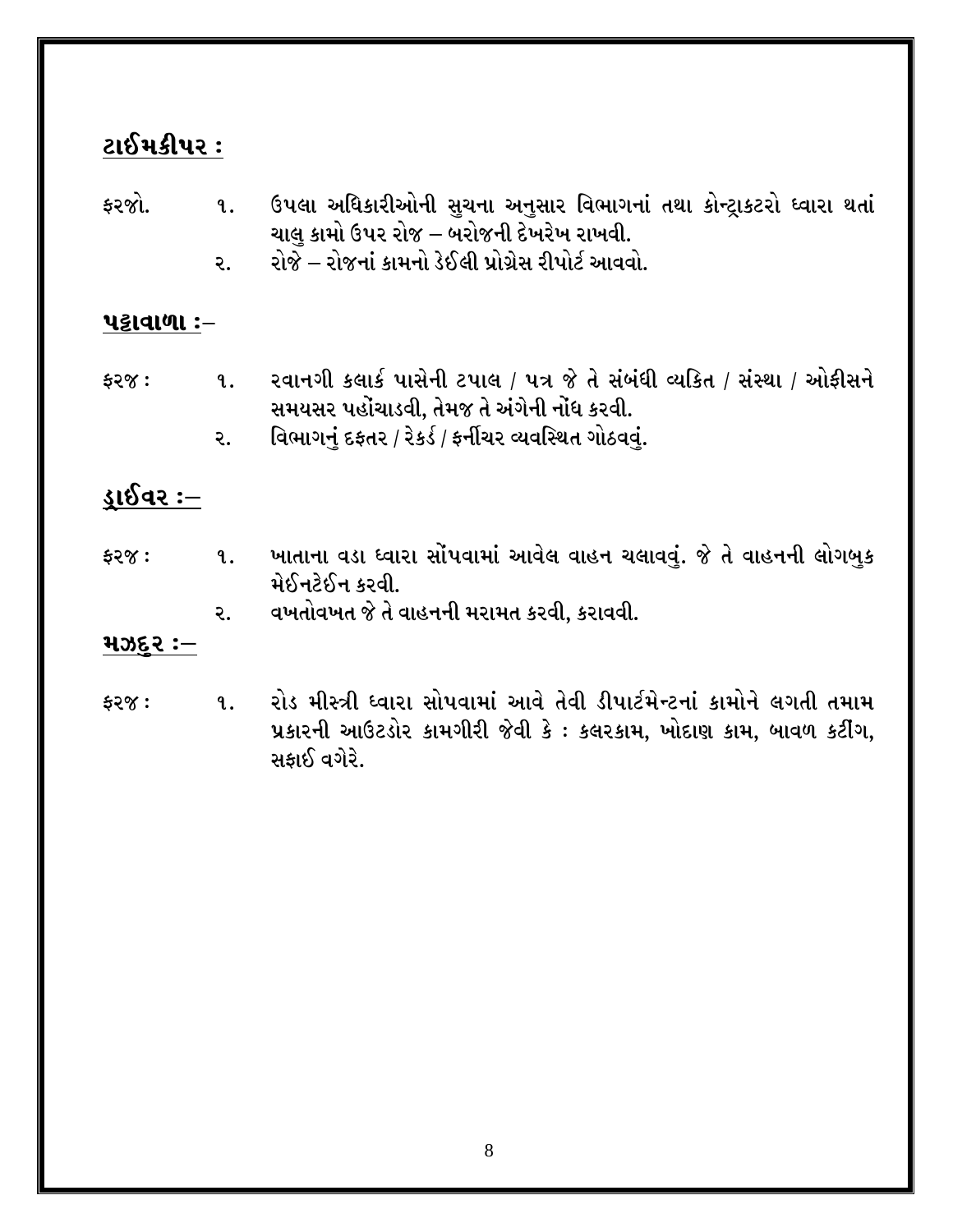## <u>ટાઈમકીપર :</u>

ફરજો. ૧. ઉપલા અધિકારીઓની સુચના અનુસાર વિભાગનાં તથા કોન્ટ્રાકટરો ધ્વારા થતાં ચાલુ કામો ઉપર રોજ – બરોજની દેખરેખ રાખવી.

૨. રોજે – રોજનાં કામનો ડેઈલી પ્રોગ્રેસ રીપોર્ટ આવવો.

## <u>પટ્ટાવાળા :–</u>

ફરજ : ૧. રવાનગી કલાર્ક પાસેની ટપાલ / પત્ર જે તે સંબંધી વ્યકિત / સંસ્થા / ઓફીસને સમયસર પહોંચાડવી, તેમજ તે અંગેની નોંધ કરવી.

૨. વિભાગનું દફતર / રેકર્ડ / ફર્નીચર વ્યવસ્થિત ગોઠવવું.

## <u>ડ્રાઈવર :–</u>

ફરજ : ૧. ખાતાના વડા ધ્વારા સોંપવામાં આવેલ વાહન ચલાવવું. જે તે વાહનની લોગબુક મેઈનટેઈન કરવી.

૨. વખતોવખત જે તે વાહનની મરામત કરવી, કરાવવી.

## <u>મઝદુર :–</u>

ફરજ : ૧. રોડ મીસ્ત્રી ધ્વારા સોપવામાં આવે તેવી ડીપાર્ટમેન્ટનાં કામોને લગતી તમામ પ્રકારની આઉટડોર કામગીરી જેવી કે : કલરકામ, ખોદાણ કામ, બાવળ કટીંગ, સફાઈ વગેરે.